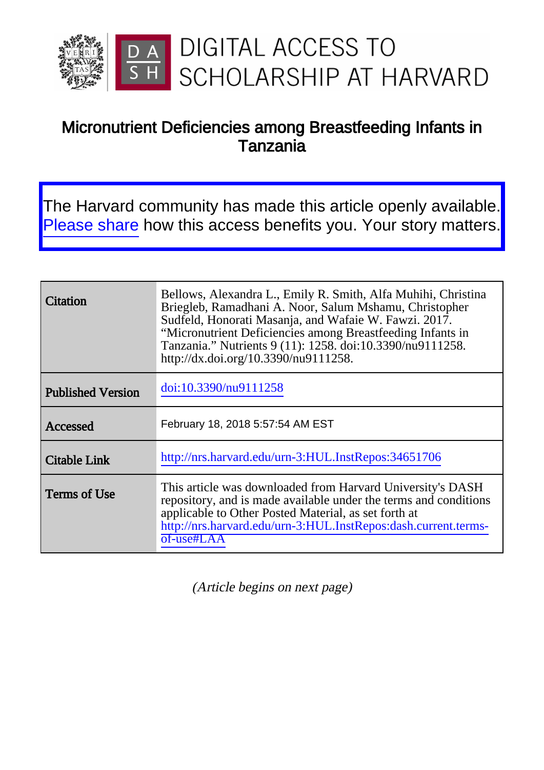DIGITAL ACCESS TO SCHOLARSHIP AT HARVARD

# Micronutrient Deficiencies among Breastfeeding Infants in Tanzania

The Harvard community has made this article openly available. Please share how this access benefits you. Your story matters.

| | |
|---|---|
| **Citation** | Bellows, Alexandra L., Emily R. Smith, Alfa Muhihi, Christina Briegleb, Ramadhani A. Noor, Salum Mshamu, Christopher Sudfeld, Honorati Masanja, and Wafaie W. Fawzi. 2017. "Micronutrient Deficiencies among Breastfeeding Infants in Tanzania." Nutrients 9 (11): 1258. doi:10.3390/nu9111258. http://dx.doi.org/10.3390/nu9111258. |
| **Published Version** | doi:10.3390/nu9111258 |
| **Accessed** | February 18, 2018 5:57:54 AM EST |
| **Citable Link** | http://nrs.harvard.edu/urn-3:HUL.InstRepos:34651706 |
| **Terms of Use** | This article was downloaded from Harvard University's DASH repository, and is made available under the terms and conditions applicable to Other Posted Material, as set forth at http://nrs.harvard.edu/urn-3:HUL.InstRepos:dash.current.terms-of-use#LAA |

*(Article begins on next page)*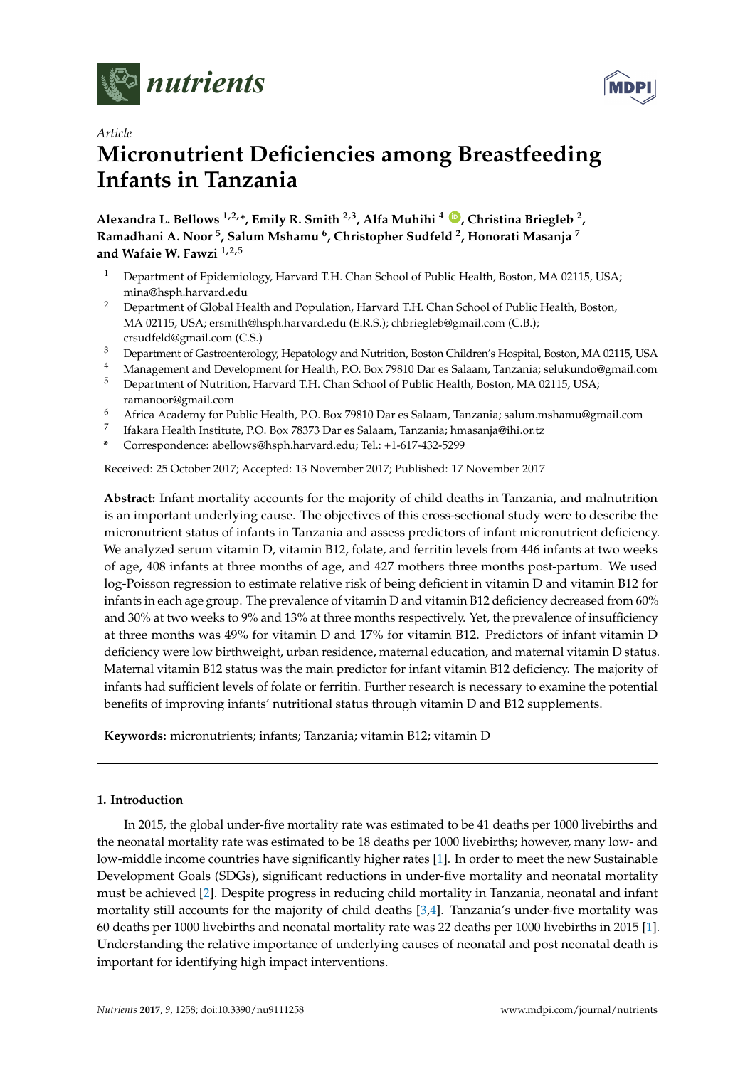# Micronutrient Deficiencies among Breastfeeding Infants in Tanzania

**Alexandra L. Bellows [1,2,*], Emily R. Smith [2,3], Alfa Muhihi [4], Christina Briegleb [2], Ramadhani A. Noor [5], Salum Mshamu [6], Christopher Sudfeld [2], Honorati Masanja [7] and Wafaie W. Fawzi [1,2,5]**

1. Department of Epidemiology, Harvard T.H. Chan School of Public Health, Boston, MA 02115, USA; mina@hsph.harvard.edu
2. Department of Global Health and Population, Harvard T.H. Chan School of Public Health, Boston, MA 02115, USA; ersmith@hsph.harvard.edu (E.R.S.); chbriegleb@gmail.com (C.B.); crsudfeld@gmail.com (C.S.)
3. Department of Gastroenterology, Hepatology and Nutrition, Boston Children's Hospital, Boston, MA 02115, USA
4. Management and Development for Health, P.O. Box 79810 Dar es Salaam, Tanzania; selukundo@gmail.com
5. Department of Nutrition, Harvard T.H. Chan School of Public Health, Boston, MA 02115, USA; ramanoor@gmail.com
6. Africa Academy for Public Health, P.O. Box 79810 Dar es Salaam, Tanzania; salum.mshamu@gmail.com
7. Ifakara Health Institute, P.O. Box 78373 Dar es Salaam, Tanzania; hmasanja@ihi.or.tz

\* Correspondence: abellows@hsph.harvard.edu; Tel.: +1-617-432-5299

Received: 25 October 2017; Accepted: 13 November 2017; Published: 17 November 2017

**Abstract:** Infant mortality accounts for the majority of child deaths in Tanzania, and malnutrition is an important underlying cause. The objectives of this cross-sectional study were to describe the micronutrient status of infants in Tanzania and assess predictors of infant micronutrient deficiency. We analyzed serum vitamin D, vitamin B12, folate, and ferritin levels from 446 infants at two weeks of age, 408 infants at three months of age, and 427 mothers three months post-partum. We used log-Poisson regression to estimate relative risk of being deficient in vitamin D and vitamin B12 for infants in each age group. The prevalence of vitamin D and vitamin B12 deficiency decreased from 60% and 30% at two weeks to 9% and 13% at three months respectively. Yet, the prevalence of insufficiency at three months was 49% for vitamin D and 17% for vitamin B12. Predictors of infant vitamin D deficiency were low birthweight, urban residence, maternal education, and maternal vitamin D status. Maternal vitamin B12 status was the main predictor for infant vitamin B12 deficiency. The majority of infants had sufficient levels of folate or ferritin. Further research is necessary to examine the potential benefits of improving infants' nutritional status through vitamin D and B12 supplements.

**Keywords:** micronutrients; infants; Tanzania; vitamin B12; vitamin D

## 1. Introduction

In 2015, the global under-five mortality rate was estimated to be 41 deaths per 1000 livebirths and the neonatal mortality rate was estimated to be 18 deaths per 1000 livebirths; however, many low- and low-middle income countries have significantly higher rates [1]. In order to meet the new Sustainable Development Goals (SDGs), significant reductions in under-five mortality and neonatal mortality must be achieved [2]. Despite progress in reducing child mortality in Tanzania, neonatal and infant mortality still accounts for the majority of child deaths [3,4]. Tanzania's under-five mortality was 60 deaths per 1000 livebirths and neonatal mortality rate was 22 deaths per 1000 livebirths in 2015 [1]. Understanding the relative importance of underlying causes of neonatal and post neonatal death is important for identifying high impact interventions.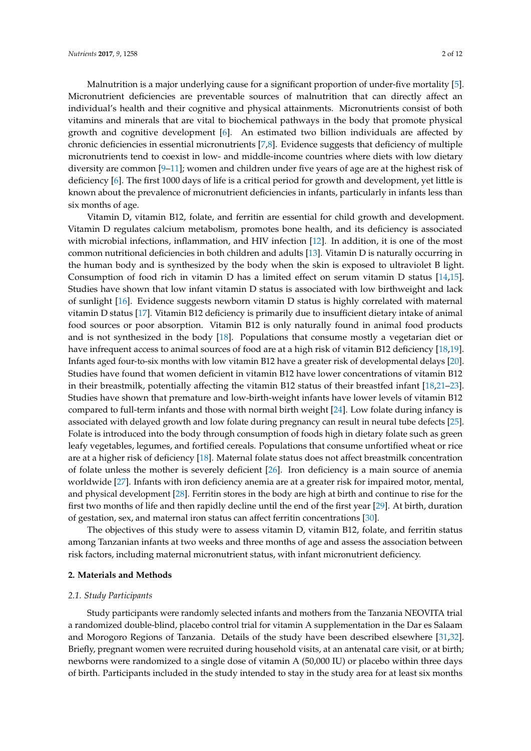Malnutrition is a major underlying cause for a significant proportion of under-five mortality [5]. Micronutrient deficiencies are preventable sources of malnutrition that can directly affect an individual's health and their cognitive and physical attainments. Micronutrients consist of both vitamins and minerals that are vital to biochemical pathways in the body that promote physical growth and cognitive development [6]. An estimated two billion individuals are affected by chronic deficiencies in essential micronutrients [7,8]. Evidence suggests that deficiency of multiple micronutrients tend to coexist in low- and middle-income countries where diets with low dietary diversity are common [9–11]; women and children under five years of age are at the highest risk of deficiency [6]. The first 1000 days of life is a critical period for growth and development, yet little is known about the prevalence of micronutrient deficiencies in infants, particularly in infants less than six months of age.

Vitamin D, vitamin B12, folate, and ferritin are essential for child growth and development. Vitamin D regulates calcium metabolism, promotes bone health, and its deficiency is associated with microbial infections, inflammation, and HIV infection [12]. In addition, it is one of the most common nutritional deficiencies in both children and adults [13]. Vitamin D is naturally occurring in the human body and is synthesized by the body when the skin is exposed to ultraviolet B light. Consumption of food rich in vitamin D has a limited effect on serum vitamin D status [14,15]. Studies have shown that low infant vitamin D status is associated with low birthweight and lack of sunlight [16]. Evidence suggests newborn vitamin D status is highly correlated with maternal vitamin D status [17]. Vitamin B12 deficiency is primarily due to insufficient dietary intake of animal food sources or poor absorption. Vitamin B12 is only naturally found in animal food products and is not synthesized in the body [18]. Populations that consume mostly a vegetarian diet or have infrequent access to animal sources of food are at a high risk of vitamin B12 deficiency [18,19]. Infants aged four-to-six months with low vitamin B12 have a greater risk of developmental delays [20]. Studies have found that women deficient in vitamin B12 have lower concentrations of vitamin B12 in their breastmilk, potentially affecting the vitamin B12 status of their breastfed infant [18,21–23]. Studies have shown that premature and low-birth-weight infants have lower levels of vitamin B12 compared to full-term infants and those with normal birth weight [24]. Low folate during infancy is associated with delayed growth and low folate during pregnancy can result in neural tube defects [25]. Folate is introduced into the body through consumption of foods high in dietary folate such as green leafy vegetables, legumes, and fortified cereals. Populations that consume unfortified wheat or rice are at a higher risk of deficiency [18]. Maternal folate status does not affect breastmilk concentration of folate unless the mother is severely deficient [26]. Iron deficiency is a main source of anemia worldwide [27]. Infants with iron deficiency anemia are at a greater risk for impaired motor, mental, and physical development [28]. Ferritin stores in the body are high at birth and continue to rise for the first two months of life and then rapidly decline until the end of the first year [29]. At birth, duration of gestation, sex, and maternal iron status can affect ferritin concentrations [30].

The objectives of this study were to assess vitamin D, vitamin B12, folate, and ferritin status among Tanzanian infants at two weeks and three months of age and assess the association between risk factors, including maternal micronutrient status, with infant micronutrient deficiency.

## 2. Materials and Methods

### 2.1. Study Participants

Study participants were randomly selected infants and mothers from the Tanzania NEOVITA trial a randomized double-blind, placebo control trial for vitamin A supplementation in the Dar es Salaam and Morogoro Regions of Tanzania. Details of the study have been described elsewhere [31,32]. Briefly, pregnant women were recruited during household visits, at an antenatal care visit, or at birth; newborns were randomized to a single dose of vitamin A (50,000 IU) or placebo within three days of birth. Participants included in the study intended to stay in the study area for at least six months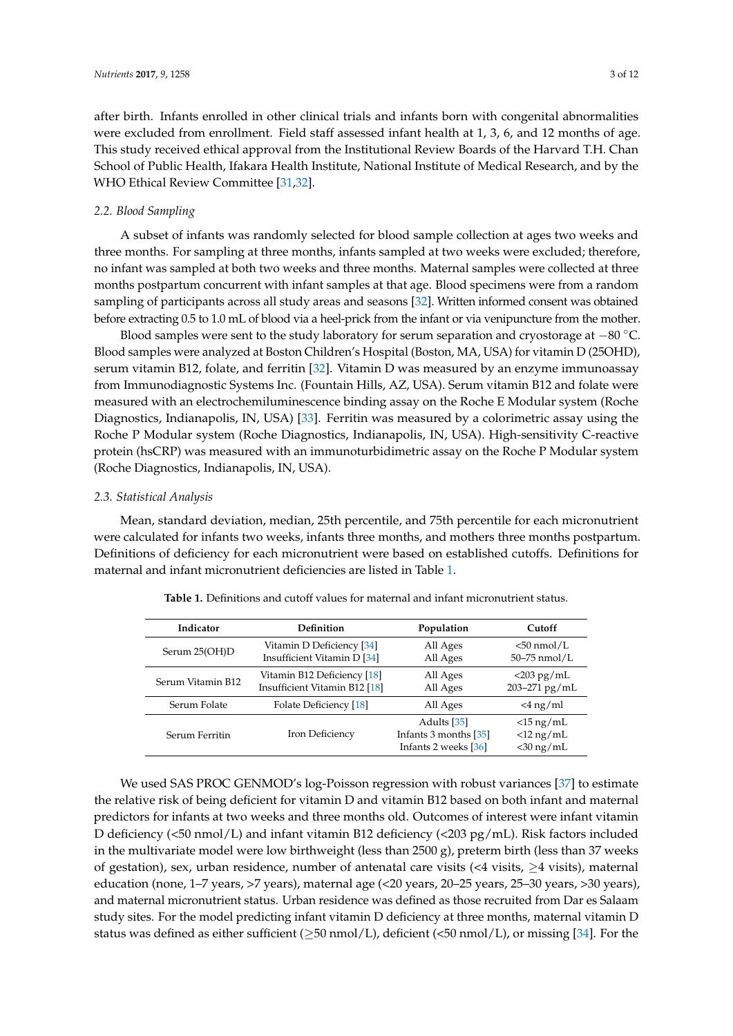after birth. Infants enrolled in other clinical trials and infants born with congenital abnormalities were excluded from enrollment. Field staff assessed infant health at 1, 3, 6, and 12 months of age. This study received ethical approval from the Institutional Review Boards of the Harvard T.H. Chan School of Public Health, Ifakara Health Institute, National Institute of Medical Research, and by the WHO Ethical Review Committee [31,32].

### 2.2. Blood Sampling

A subset of infants was randomly selected for blood sample collection at ages two weeks and three months. For sampling at three months, infants sampled at two weeks were excluded; therefore, no infant was sampled at both two weeks and three months. Maternal samples were collected at three months postpartum concurrent with infant samples at that age. Blood specimens were from a random sampling of participants across all study areas and seasons [32]. Written informed consent was obtained before extracting 0.5 to 1.0 mL of blood via a heel-prick from the infant or via venipuncture from the mother.

Blood samples were sent to the study laboratory for serum separation and cryostorage at −80 °C. Blood samples were analyzed at Boston Children's Hospital (Boston, MA, USA) for vitamin D (25OHD), serum vitamin B12, folate, and ferritin [32]. Vitamin D was measured by an enzyme immunoassay from Immunodiagnostic Systems Inc. (Fountain Hills, AZ, USA). Serum vitamin B12 and folate were measured with an electrochemiluminescence binding assay on the Roche E Modular system (Roche Diagnostics, Indianapolis, IN, USA) [33]. Ferritin was measured by a colorimetric assay using the Roche P Modular system (Roche Diagnostics, Indianapolis, IN, USA). High-sensitivity C-reactive protein (hsCRP) was measured with an immunoturbidimetric assay on the Roche P Modular system (Roche Diagnostics, Indianapolis, IN, USA).

### 2.3. Statistical Analysis

Mean, standard deviation, median, 25th percentile, and 75th percentile for each micronutrient were calculated for infants two weeks, infants three months, and mothers three months postpartum. Definitions of deficiency for each micronutrient were based on established cutoffs. Definitions for maternal and infant micronutrient deficiencies are listed in Table 1.

**Table 1.** Definitions and cutoff values for maternal and infant micronutrient status.

| Indicator | Definition | Population | Cutoff |
|---|---|---|---|
| Serum 25(OH)D | Vitamin D Deficiency [34] | All Ages | <50 nmol/L |
| | Insufficient Vitamin D [34] | All Ages | 50–75 nmol/L |
| Serum Vitamin B12 | Vitamin B12 Deficiency [18] | All Ages | <203 pg/mL |
| | Insufficient Vitamin B12 [18] | All Ages | 203–271 pg/mL |
| Serum Folate | Folate Deficiency [18] | All Ages | <4 ng/ml |
| Serum Ferritin | Iron Deficiency | Adults [35] | <15 ng/mL |
| | | Infants 3 months [35] | <12 ng/mL |
| | | Infants 2 weeks [36] | <30 ng/mL |

We used SAS PROC GENMOD's log-Poisson regression with robust variances [37] to estimate the relative risk of being deficient for vitamin D and vitamin B12 based on both infant and maternal predictors for infants at two weeks and three months old. Outcomes of interest were infant vitamin D deficiency (<50 nmol/L) and infant vitamin B12 deficiency (<203 pg/mL). Risk factors included in the multivariate model were low birthweight (less than 2500 g), preterm birth (less than 37 weeks of gestation), sex, urban residence, number of antenatal care visits (<4 visits, ≥4 visits), maternal education (none, 1–7 years, >7 years), maternal age (<20 years, 20–25 years, 25–30 years, >30 years), and maternal micronutrient status. Urban residence was defined as those recruited from Dar es Salaam study sites. For the model predicting infant vitamin D deficiency at three months, maternal vitamin D status was defined as either sufficient (≥50 nmol/L), deficient (<50 nmol/L), or missing [34]. For the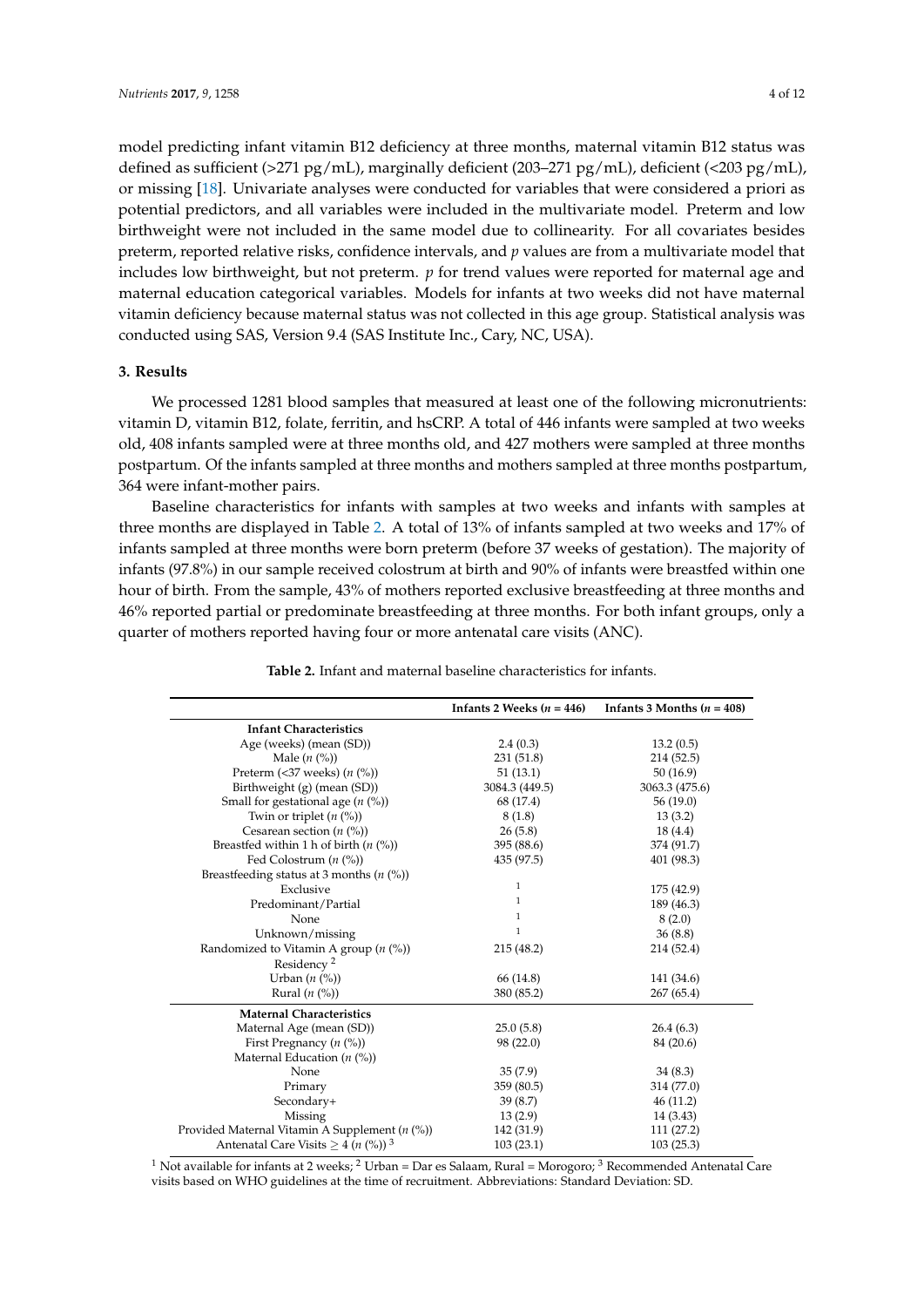model predicting infant vitamin B12 deficiency at three months, maternal vitamin B12 status was defined as sufficient (>271 pg/mL), marginally deficient (203–271 pg/mL), deficient (<203 pg/mL), or missing [18]. Univariate analyses were conducted for variables that were considered a priori as potential predictors, and all variables were included in the multivariate model. Preterm and low birthweight were not included in the same model due to collinearity. For all covariates besides preterm, reported relative risks, confidence intervals, and *p* values are from a multivariate model that includes low birthweight, but not preterm. *p* for trend values were reported for maternal age and maternal education categorical variables. Models for infants at two weeks did not have maternal vitamin deficiency because maternal status was not collected in this age group. Statistical analysis was conducted using SAS, Version 9.4 (SAS Institute Inc., Cary, NC, USA).

## 3. Results

We processed 1281 blood samples that measured at least one of the following micronutrients: vitamin D, vitamin B12, folate, ferritin, and hsCRP. A total of 446 infants were sampled at two weeks old, 408 infants sampled were at three months old, and 427 mothers were sampled at three months postpartum. Of the infants sampled at three months and mothers sampled at three months postpartum, 364 were infant-mother pairs.

Baseline characteristics for infants with samples at two weeks and infants with samples at three months are displayed in Table 2. A total of 13% of infants sampled at two weeks and 17% of infants sampled at three months were born preterm (before 37 weeks of gestation). The majority of infants (97.8%) in our sample received colostrum at birth and 90% of infants were breastfed within one hour of birth. From the sample, 43% of mothers reported exclusive breastfeeding at three months and 46% reported partial or predominate breastfeeding at three months. For both infant groups, only a quarter of mothers reported having four or more antenatal care visits (ANC).

**Table 2.** Infant and maternal baseline characteristics for infants.

| | Infants 2 Weeks ($n$ = 446) | Infants 3 Months ($n$ = 408) |
|---|---|---|
| **Infant Characteristics** | | |
| Age (weeks) (mean (SD)) | 2.4 (0.3) | 13.2 (0.5) |
| Male ($n$ (%)) | 231 (51.8) | 214 (52.5) |
| Preterm (<37 weeks) ($n$ (%)) | 51 (13.1) | 50 (16.9) |
| Birthweight (g) (mean (SD)) | 3084.3 (449.5) | 3063.3 (475.6) |
| Small for gestational age ($n$ (%)) | 68 (17.4) | 56 (19.0) |
| Twin or triplet ($n$ (%)) | 8 (1.8) | 13 (3.2) |
| Cesarean section ($n$ (%)) | 26 (5.8) | 18 (4.4) |
| Breastfed within 1 h of birth ($n$ (%)) | 395 (88.6) | 374 (91.7) |
| Fed Colostrum ($n$ (%)) | 435 (97.5) | 401 (98.3) |
| Breastfeeding status at 3 months ($n$ (%)) | | |
| Exclusive | [1] | 175 (42.9) |
| Predominant/Partial | [1] | 189 (46.3) |
| None | [1] | 8 (2.0) |
| Unknown/missing | [1] | 36 (8.8) |
| Randomized to Vitamin A group ($n$ (%)) | 215 (48.2) | 214 (52.4) |
| Residency [2] | | |
| Urban ($n$ (%)) | 66 (14.8) | 141 (34.6) |
| Rural ($n$ (%)) | 380 (85.2) | 267 (65.4) |
| **Maternal Characteristics** | | |
| Maternal Age (mean (SD)) | 25.0 (5.8) | 26.4 (6.3) |
| First Pregnancy ($n$ (%)) | 98 (22.0) | 84 (20.6) |
| Maternal Education ($n$ (%)) | | |
| None | 35 (7.9) | 34 (8.3) |
| Primary | 359 (80.5) | 314 (77.0) |
| Secondary+ | 39 (8.7) | 46 (11.2) |
| Missing | 13 (2.9) | 14 (3.43) |
| Provided Maternal Vitamin A Supplement ($n$ (%)) | 142 (31.9) | 111 (27.2) |
| Antenatal Care Visits ≥ 4 ($n$ (%)) [3] | 103 (23.1) | 103 (25.3) |

[1] Not available for infants at 2 weeks; [2] Urban = Dar es Salaam, Rural = Morogoro; [3] Recommended Antenatal Care visits based on WHO guidelines at the time of recruitment. Abbreviations: Standard Deviation: SD.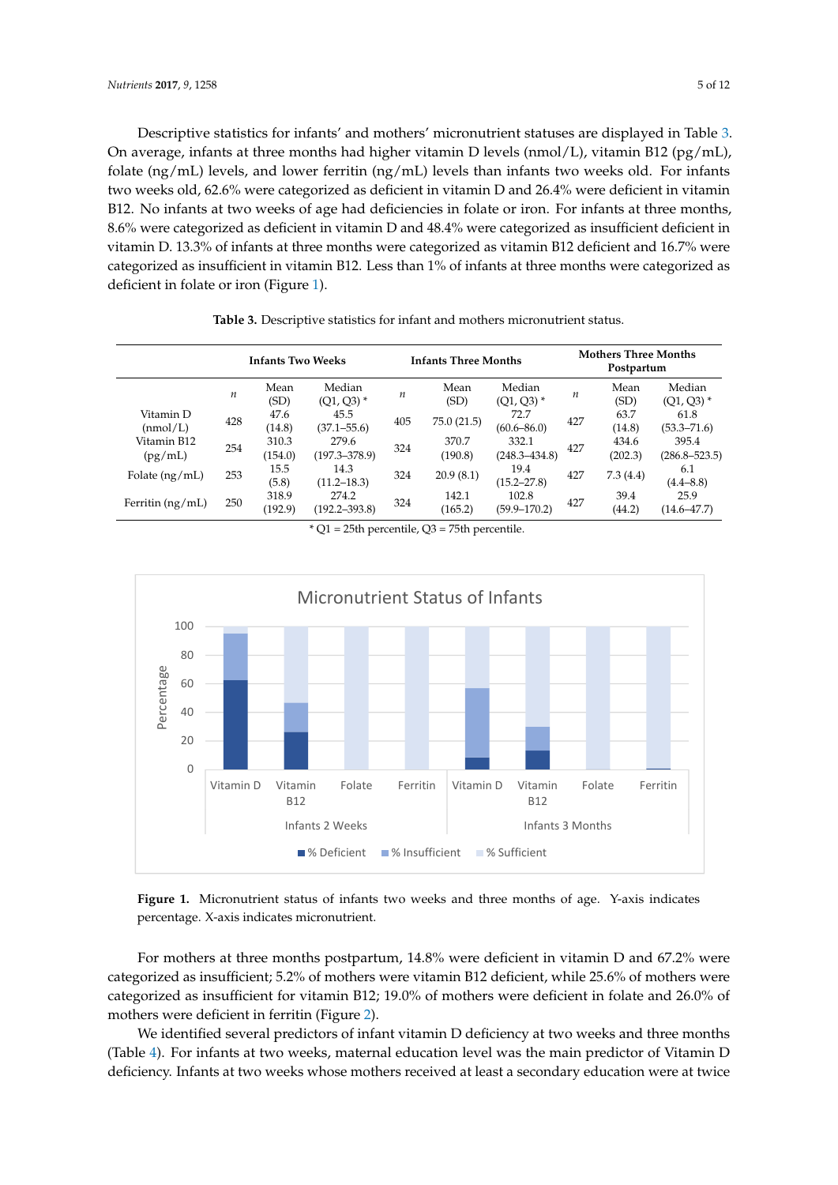Descriptive statistics for infants' and mothers' micronutrient statuses are displayed in Table 3. On average, infants at three months had higher vitamin D levels (nmol/L), vitamin B12 (pg/mL), folate (ng/mL) levels, and lower ferritin (ng/mL) levels than infants two weeks old. For infants two weeks old, 62.6% were categorized as deficient in vitamin D and 26.4% were deficient in vitamin B12. No infants at two weeks of age had deficiencies in folate or iron. For infants at three months, 8.6% were categorized as deficient in vitamin D and 48.4% were categorized as insufficient deficient in vitamin D. 13.3% of infants at three months were categorized as vitamin B12 deficient and 16.7% were categorized as insufficient in vitamin B12. Less than 1% of infants at three months were categorized as deficient in folate or iron (Figure 1).

**Table 3.** Descriptive statistics for infant and mothers micronutrient status.

| | Infants Two Weeks | | | Infants Three Months | | | Mothers Three Months Postpartum | | |
|---|---|---|---|---|---|---|---|---|---|
| | $n$ | Mean (SD) | Median (Q1, Q3) * | $n$ | Mean (SD) | Median (Q1, Q3) * | $n$ | Mean (SD) | Median (Q1, Q3) * |
| Vitamin D (nmol/L) | 428 | 47.6 (14.8) | 45.5 (37.1–55.6) | 405 | 75.0 (21.5) | 72.7 (60.6–86.0) | 427 | 63.7 (14.8) | 61.8 (53.3–71.6) |
| Vitamin B12 (pg/mL) | 254 | 310.3 (154.0) | 279.6 (197.3–378.9) | 324 | 370.7 (190.8) | 332.1 (248.3–434.8) | 427 | 434.6 (202.3) | 395.4 (286.8–523.5) |
| Folate (ng/mL) | 253 | 15.5 (5.8) | 14.3 (11.2–18.3) | 324 | 20.9 (8.1) | 19.4 (15.2–27.8) | 427 | 7.3 (4.4) | 6.1 (4.4–8.8) |
| Ferritin (ng/mL) | 250 | 318.9 (192.9) | 274.2 (192.2–393.8) | 324 | 142.1 (165.2) | 102.8 (59.9–170.2) | 427 | 39.4 (44.2) | 25.9 (14.6–47.7) |

* Q1 = 25th percentile, Q3 = 75th percentile.

**Figure 1.** Micronutrient status of infants two weeks and three months of age. Y-axis indicates percentage. X-axis indicates micronutrient.

For mothers at three months postpartum, 14.8% were deficient in vitamin D and 67.2% were categorized as insufficient; 5.2% of mothers were vitamin B12 deficient, while 25.6% of mothers were categorized as insufficient for vitamin B12; 19.0% of mothers were deficient in folate and 26.0% of mothers were deficient in ferritin (Figure 2).

We identified several predictors of infant vitamin D deficiency at two weeks and three months (Table 4). For infants at two weeks, maternal education level was the main predictor of Vitamin D deficiency. Infants at two weeks whose mothers received at least a secondary education were at twice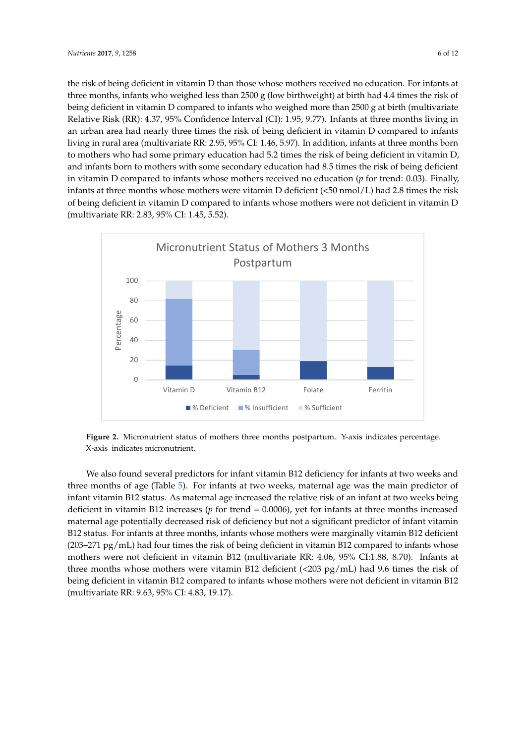the risk of being deficient in vitamin D than those whose mothers received no education. For infants at three months, infants who weighed less than 2500 g (low birthweight) at birth had 4.4 times the risk of being deficient in vitamin D compared to infants who weighed more than 2500 g at birth (multivariate Relative Risk (RR): 4.37, 95% Confidence Interval (CI): 1.95, 9.77). Infants at three months living in an urban area had nearly three times the risk of being deficient in vitamin D compared to infants living in rural area (multivariate RR: 2.95, 95% CI: 1.46, 5.97). In addition, infants at three months born to mothers who had some primary education had 5.2 times the risk of being deficient in vitamin D, and infants born to mothers with some secondary education had 8.5 times the risk of being deficient in vitamin D compared to infants whose mothers received no education ($p$ for trend: 0.03). Finally, infants at three months whose mothers were vitamin D deficient (<50 nmol/L) had 2.8 times the risk of being deficient in vitamin D compared to infants whose mothers were not deficient in vitamin D (multivariate RR: 2.83, 95% CI: 1.45, 5.52).

**Figure 2.** Micronutrient status of mothers three months postpartum. Y-axis indicates percentage. X-axis indicates micronutrient.

We also found several predictors for infant vitamin B12 deficiency for infants at two weeks and three months of age (Table 5). For infants at two weeks, maternal age was the main predictor of infant vitamin B12 status. As maternal age increased the relative risk of an infant at two weeks being deficient in vitamin B12 increases ($p$ for trend = 0.0006), yet for infants at three months increased maternal age potentially decreased risk of deficiency but not a significant predictor of infant vitamin B12 status. For infants at three months, infants whose mothers were marginally vitamin B12 deficient (203–271 pg/mL) had four times the risk of being deficient in vitamin B12 compared to infants whose mothers were not deficient in vitamin B12 (multivariate RR: 4.06, 95% CI:1.88, 8.70). Infants at three months whose mothers were vitamin B12 deficient (<203 pg/mL) had 9.6 times the risk of being deficient in vitamin B12 compared to infants whose mothers were not deficient in vitamin B12 (multivariate RR: 9.63, 95% CI: 4.83, 19.17).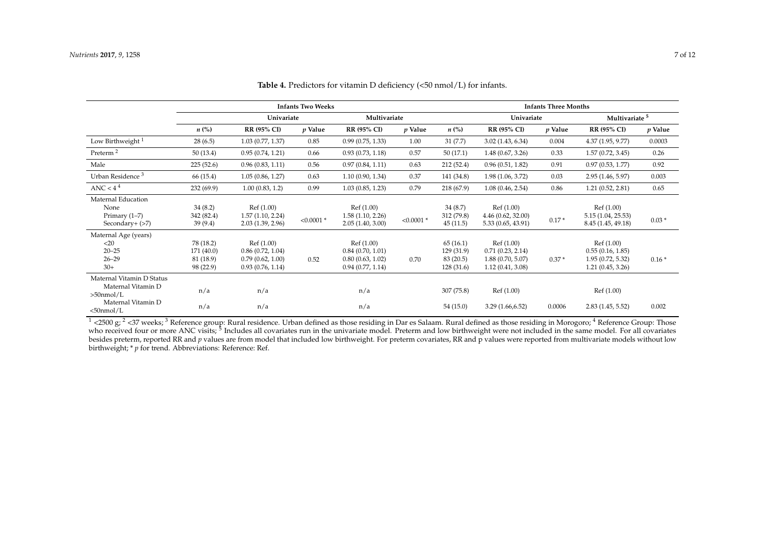**Table 4.** Predictors for vitamin D deficiency (<50 nmol/L) for infants.

| | Infants Two Weeks | | | | | Infants Three Months | | | | |
|---|---|---|---|---|---|---|---|---|---|---|
| | Univariate | | | Multivariate | | Univariate | | | Multivariate [5] | |
| | *n* (%) | RR (95% CI) | *p* Value | RR (95% CI) | *p* Value | *n* (%) | RR (95% CI) | *p* Value | RR (95% CI) | *p* Value |
| Low Birthweight [1] | 28 (6.5) | 1.03 (0.77, 1.37) | 0.85 | 0.99 (0.75, 1.33) | 1.00 | 31 (7.7) | 3.02 (1.43, 6.34) | 0.004 | 4.37 (1.95, 9.77) | 0.0003 |
| Preterm [2] | 50 (13.4) | 0.95 (0.74, 1.21) | 0.66 | 0.93 (0.73, 1.18) | 0.57 | 50 (17.1) | 1.48 (0.67, 3.26) | 0.33 | 1.57 (0.72, 3.45) | 0.26 |
| Male | 225 (52.6) | 0.96 (0.83, 1.11) | 0.56 | 0.97 (0.84, 1.11) | 0.63 | 212 (52.4) | 0.96 (0.51, 1.82) | 0.91 | 0.97 (0.53, 1.77) | 0.92 |
| Urban Residence [3] | 66 (15.4) | 1.05 (0.86, 1.27) | 0.63 | 1.10 (0.90, 1.34) | 0.37 | 141 (34.8) | 1.98 (1.06, 3.72) | 0.03 | 2.95 (1.46, 5.97) | 0.003 |
| ANC < 4 [4] | 232 (69.9) | 1.00 (0.83, 1.2) | 0.99 | 1.03 (0.85, 1.23) | 0.79 | 218 (67.9) | 1.08 (0.46, 2.54) | 0.86 | 1.21 (0.52, 2.81) | 0.65 |
| Maternal Education | | | | | | | | | | |
| None | 34 (8.2) | Ref (1.00) | <0.0001 * | Ref (1.00) | <0.0001 * | 34 (8.7) | Ref (1.00) | 0.17 * | Ref (1.00) | 0.03 * |
| Primary (1–7) | 342 (82.4) | 1.57 (1.10, 2.24) | | 1.58 (1.10, 2.26) | | 312 (79.8) | 4.46 (0.62, 32.00) | | 5.15 (1.04, 25.53) | |
| Secondary+ (>7) | 39 (9.4) | 2.03 (1.39, 2.96) | | 2.05 (1.40, 3.00) | | 45 (11.5) | 5.33 (0.65, 43.91) | | 8.45 (1.45, 49.18) | |
| Maternal Age (years) | | | | | | | | | | |
| <20 | 78 (18.2) | Ref (1.00) | 0.52 | Ref (1.00) | 0.70 | 65 (16.1) | Ref (1.00) | 0.37 * | Ref (1.00) | 0.16 * |
| 20–25 | 171 (40.0) | 0.86 (0.72, 1.04) | | 0.84 (0.70, 1.01) | | 129 (31.9) | 0.71 (0.23, 2.14) | | 0.55 (0.16, 1.85) | |
| 26–29 | 81 (18.9) | 0.79 (0.62, 1.00) | | 0.80 (0.63, 1.02) | | 83 (20.5) | 1.88 (0.70, 5.07) | | 1.95 (0.72, 5.32) | |
| 30+ | 98 (22.9) | 0.93 (0.76, 1.14) | | 0.94 (0.77, 1.14) | | 128 (31.6) | 1.12 (0.41, 3.08) | | 1.21 (0.45, 3.26) | |
| Maternal Vitamin D Status | | | | | | | | | | |
| Maternal Vitamin D >50nmol/L | n/a | n/a | | n/a | | 307 (75.8) | Ref (1.00) | | Ref (1.00) | |
| Maternal Vitamin D <50nmol/L | n/a | n/a | | n/a | | 54 (15.0) | 3.29 (1.66,6.52) | 0.0006 | 2.83 (1.45, 5.52) | 0.002 |

[1] <2500 g; [2] <37 weeks; [3] Reference group: Rural residence. Urban defined as those residing in Dar es Salaam. Rural defined as those residing in Morogoro; [4] Reference Group: Those who received four or more ANC visits; [5] Includes all covariates run in the univariate model. Preterm and low birthweight were not included in the same model. For all covariates besides preterm, reported RR and *p* values are from model that included low birthweight. For preterm covariates, RR and p values were reported from multivariate models without low birthweight; * *p* for trend. Abbreviations: Reference: Ref.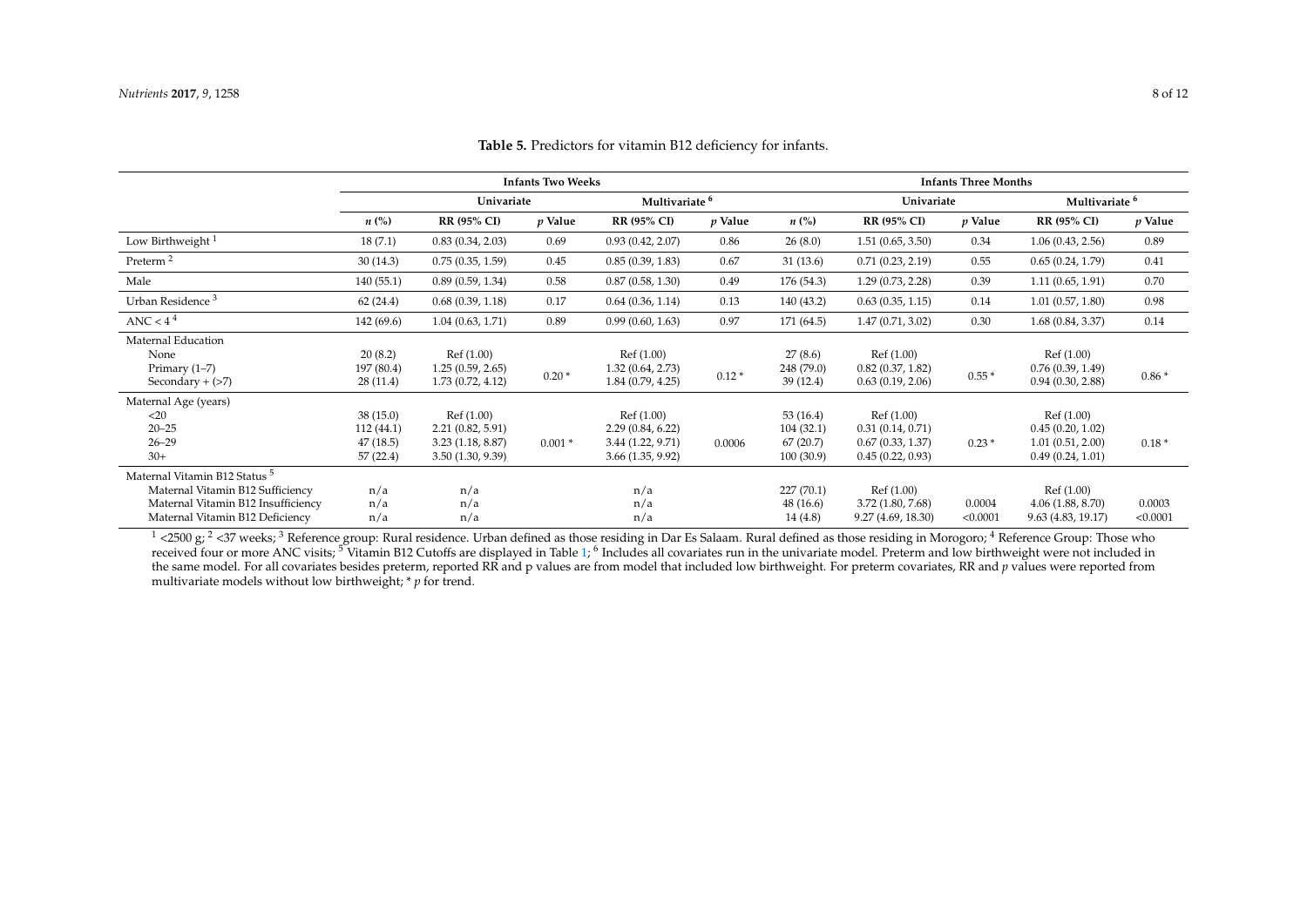**Table 5.** Predictors for vitamin B12 deficiency for infants.

| | Infants Two Weeks | | | | | Infants Three Months | | | | |
|---|---|---|---|---|---|---|---|---|---|---|
| | Univariate | | | Multivariate [6] | | Univariate | | | Multivariate [6] | |
| | *n* (%) | RR (95% CI) | *p* Value | RR (95% CI) | *p* Value | *n* (%) | RR (95% CI) | *p* Value | RR (95% CI) | *p* Value |
| Low Birthweight [1] | 18 (7.1) | 0.83 (0.34, 2.03) | 0.69 | 0.93 (0.42, 2.07) | 0.86 | 26 (8.0) | 1.51 (0.65, 3.50) | 0.34 | 1.06 (0.43, 2.56) | 0.89 |
| Preterm [2] | 30 (14.3) | 0.75 (0.35, 1.59) | 0.45 | 0.85 (0.39, 1.83) | 0.67 | 31 (13.6) | 0.71 (0.23, 2.19) | 0.55 | 0.65 (0.24, 1.79) | 0.41 |
| Male | 140 (55.1) | 0.89 (0.59, 1.34) | 0.58 | 0.87 (0.58, 1.30) | 0.49 | 176 (54.3) | 1.29 (0.73, 2.28) | 0.39 | 1.11 (0.65, 1.91) | 0.70 |
| Urban Residence [3] | 62 (24.4) | 0.68 (0.39, 1.18) | 0.17 | 0.64 (0.36, 1.14) | 0.13 | 140 (43.2) | 0.63 (0.35, 1.15) | 0.14 | 1.01 (0.57, 1.80) | 0.98 |
| ANC < 4 [4] | 142 (69.6) | 1.04 (0.63, 1.71) | 0.89 | 0.99 (0.60, 1.63) | 0.97 | 171 (64.5) | 1.47 (0.71, 3.02) | 0.30 | 1.68 (0.84, 3.37) | 0.14 |
| Maternal Education | | | | | | | | | | |
| None | 20 (8.2) | Ref (1.00) | | Ref (1.00) | | 27 (8.6) | Ref (1.00) | | Ref (1.00) | |
| Primary (1–7) | 197 (80.4) | 1.25 (0.59, 2.65) | 0.20 * | 1.32 (0.64, 2.73) | 0.12 * | 248 (79.0) | 0.82 (0.37, 1.82) | 0.55 * | 0.76 (0.39, 1.49) | 0.86 * |
| Secondary + (>7) | 28 (11.4) | 1.73 (0.72, 4.12) | | 1.84 (0.79, 4.25) | | 39 (12.4) | 0.63 (0.19, 2.06) | | 0.94 (0.30, 2.88) | |
| Maternal Age (years) | | | | | | | | | | |
| <20 | 38 (15.0) | Ref (1.00) | | Ref (1.00) | | 53 (16.4) | Ref (1.00) | | Ref (1.00) | |
| 20–25 | 112 (44.1) | 2.21 (0.82, 5.91) | 0.001 * | 2.29 (0.84, 6.22) | 0.0006 | 104 (32.1) | 0.31 (0.14, 0.71) | 0.23 * | 0.45 (0.20, 1.02) | 0.18 * |
| 26–29 | 47 (18.5) | 3.23 (1.18, 8.87) | | 3.44 (1.22, 9.71) | | 67 (20.7) | 0.67 (0.33, 1.37) | | 1.01 (0.51, 2.00) | |
| 30+ | 57 (22.4) | 3.50 (1.30, 9.39) | | 3.66 (1.35, 9.92) | | 100 (30.9) | 0.45 (0.22, 0.93) | | 0.49 (0.24, 1.01) | |
| Maternal Vitamin B12 Status [5] | | | | | | | | | | |
| Maternal Vitamin B12 Sufficiency | n/a | n/a | | n/a | | 227 (70.1) | Ref (1.00) | | Ref (1.00) | |
| Maternal Vitamin B12 Insufficiency | n/a | n/a | | n/a | | 48 (16.6) | 3.72 (1.80, 7.68) | 0.0004 | 4.06 (1.88, 8.70) | 0.0003 |
| Maternal Vitamin B12 Deficiency | n/a | n/a | | n/a | | 14 (4.8) | 9.27 (4.69, 18.30) | <0.0001 | 9.63 (4.83, 19.17) | <0.0001 |

[1] <2500 g; [2] <37 weeks; [3] Reference group: Rural residence. Urban defined as those residing in Dar Es Salaam. Rural defined as those residing in Morogoro; [4] Reference Group: Those who received four or more ANC visits; [5] Vitamin B12 Cutoffs are displayed in Table 1; [6] Includes all covariates run in the univariate model. Preterm and low birthweight were not included in the same model. For all covariates besides preterm, reported RR and p values are from model that included low birthweight. For preterm covariates, RR and *p* values were reported from multivariate models without low birthweight; * *p* for trend.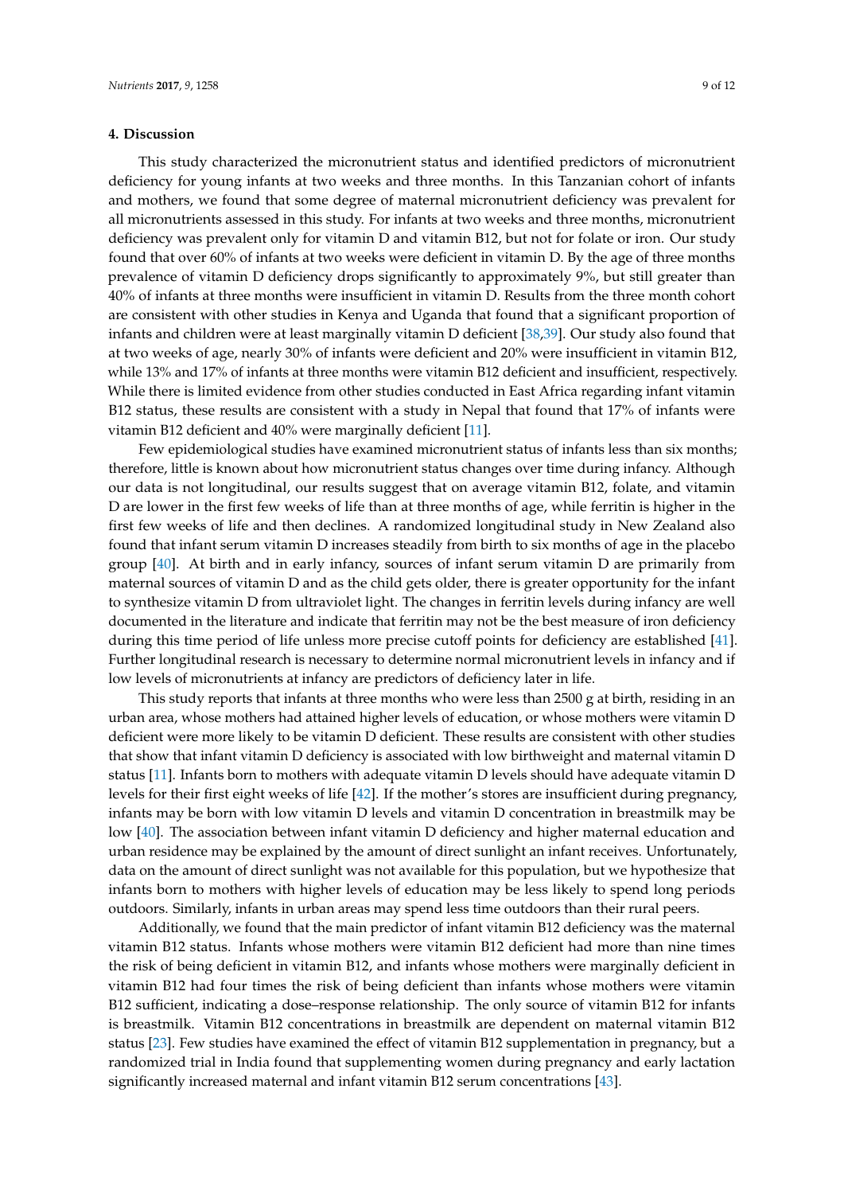## 4. Discussion

This study characterized the micronutrient status and identified predictors of micronutrient deficiency for young infants at two weeks and three months. In this Tanzanian cohort of infants and mothers, we found that some degree of maternal micronutrient deficiency was prevalent for all micronutrients assessed in this study. For infants at two weeks and three months, micronutrient deficiency was prevalent only for vitamin D and vitamin B12, but not for folate or iron. Our study found that over 60% of infants at two weeks were deficient in vitamin D. By the age of three months prevalence of vitamin D deficiency drops significantly to approximately 9%, but still greater than 40% of infants at three months were insufficient in vitamin D. Results from the three month cohort are consistent with other studies in Kenya and Uganda that found that a significant proportion of infants and children were at least marginally vitamin D deficient [38,39]. Our study also found that at two weeks of age, nearly 30% of infants were deficient and 20% were insufficient in vitamin B12, while 13% and 17% of infants at three months were vitamin B12 deficient and insufficient, respectively. While there is limited evidence from other studies conducted in East Africa regarding infant vitamin B12 status, these results are consistent with a study in Nepal that found that 17% of infants were vitamin B12 deficient and 40% were marginally deficient [11].

Few epidemiological studies have examined micronutrient status of infants less than six months; therefore, little is known about how micronutrient status changes over time during infancy. Although our data is not longitudinal, our results suggest that on average vitamin B12, folate, and vitamin D are lower in the first few weeks of life than at three months of age, while ferritin is higher in the first few weeks of life and then declines. A randomized longitudinal study in New Zealand also found that infant serum vitamin D increases steadily from birth to six months of age in the placebo group [40]. At birth and in early infancy, sources of infant serum vitamin D are primarily from maternal sources of vitamin D and as the child gets older, there is greater opportunity for the infant to synthesize vitamin D from ultraviolet light. The changes in ferritin levels during infancy are well documented in the literature and indicate that ferritin may not be the best measure of iron deficiency during this time period of life unless more precise cutoff points for deficiency are established [41]. Further longitudinal research is necessary to determine normal micronutrient levels in infancy and if low levels of micronutrients at infancy are predictors of deficiency later in life.

This study reports that infants at three months who were less than 2500 g at birth, residing in an urban area, whose mothers had attained higher levels of education, or whose mothers were vitamin D deficient were more likely to be vitamin D deficient. These results are consistent with other studies that show that infant vitamin D deficiency is associated with low birthweight and maternal vitamin D status [11]. Infants born to mothers with adequate vitamin D levels should have adequate vitamin D levels for their first eight weeks of life [42]. If the mother's stores are insufficient during pregnancy, infants may be born with low vitamin D levels and vitamin D concentration in breastmilk may be low [40]. The association between infant vitamin D deficiency and higher maternal education and urban residence may be explained by the amount of direct sunlight an infant receives. Unfortunately, data on the amount of direct sunlight was not available for this population, but we hypothesize that infants born to mothers with higher levels of education may be less likely to spend long periods outdoors. Similarly, infants in urban areas may spend less time outdoors than their rural peers.

Additionally, we found that the main predictor of infant vitamin B12 deficiency was the maternal vitamin B12 status. Infants whose mothers were vitamin B12 deficient had more than nine times the risk of being deficient in vitamin B12, and infants whose mothers were marginally deficient in vitamin B12 had four times the risk of being deficient than infants whose mothers were vitamin B12 sufficient, indicating a dose–response relationship. The only source of vitamin B12 for infants is breastmilk. Vitamin B12 concentrations in breastmilk are dependent on maternal vitamin B12 status [23]. Few studies have examined the effect of vitamin B12 supplementation in pregnancy, but a randomized trial in India found that supplementing women during pregnancy and early lactation significantly increased maternal and infant vitamin B12 serum concentrations [43].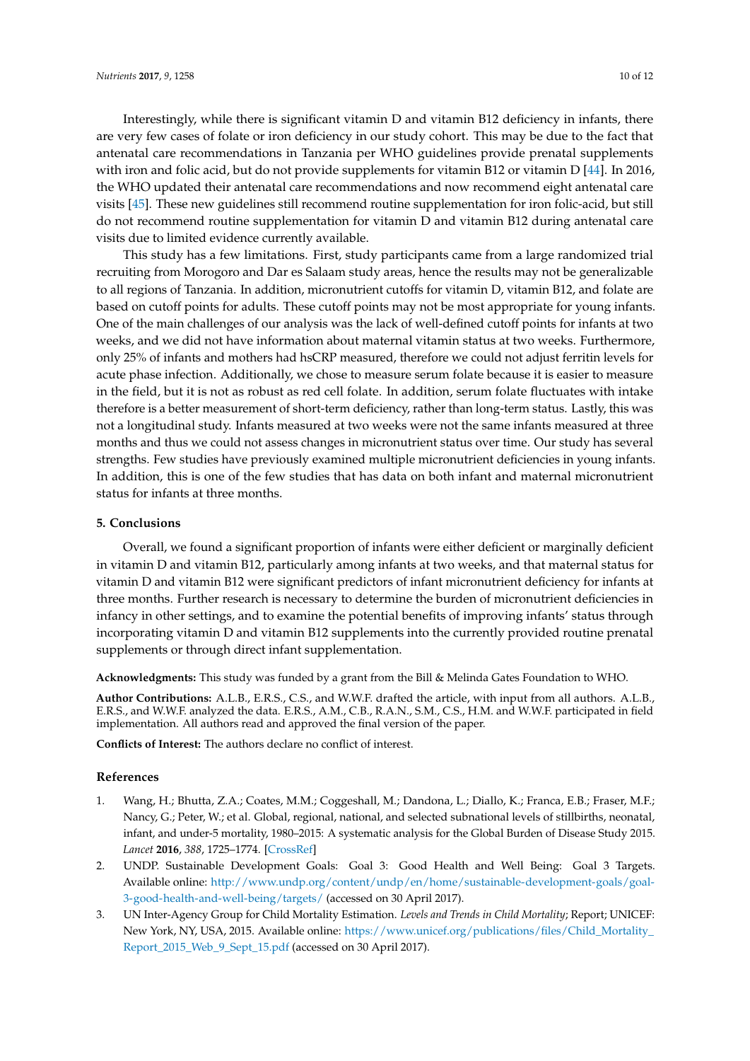Interestingly, while there is significant vitamin D and vitamin B12 deficiency in infants, there are very few cases of folate or iron deficiency in our study cohort. This may be due to the fact that antenatal care recommendations in Tanzania per WHO guidelines provide prenatal supplements with iron and folic acid, but do not provide supplements for vitamin B12 or vitamin D [44]. In 2016, the WHO updated their antenatal care recommendations and now recommend eight antenatal care visits [45]. These new guidelines still recommend routine supplementation for iron folic-acid, but still do not recommend routine supplementation for vitamin D and vitamin B12 during antenatal care visits due to limited evidence currently available.

This study has a few limitations. First, study participants came from a large randomized trial recruiting from Morogoro and Dar es Salaam study areas, hence the results may not be generalizable to all regions of Tanzania. In addition, micronutrient cutoffs for vitamin D, vitamin B12, and folate are based on cutoff points for adults. These cutoff points may not be most appropriate for young infants. One of the main challenges of our analysis was the lack of well-defined cutoff points for infants at two weeks, and we did not have information about maternal vitamin status at two weeks. Furthermore, only 25% of infants and mothers had hsCRP measured, therefore we could not adjust ferritin levels for acute phase infection. Additionally, we chose to measure serum folate because it is easier to measure in the field, but it is not as robust as red cell folate. In addition, serum folate fluctuates with intake therefore is a better measurement of short-term deficiency, rather than long-term status. Lastly, this was not a longitudinal study. Infants measured at two weeks were not the same infants measured at three months and thus we could not assess changes in micronutrient status over time. Our study has several strengths. Few studies have previously examined multiple micronutrient deficiencies in young infants. In addition, this is one of the few studies that has data on both infant and maternal micronutrient status for infants at three months.

## 5. Conclusions

Overall, we found a significant proportion of infants were either deficient or marginally deficient in vitamin D and vitamin B12, particularly among infants at two weeks, and that maternal status for vitamin D and vitamin B12 were significant predictors of infant micronutrient deficiency for infants at three months. Further research is necessary to determine the burden of micronutrient deficiencies in infancy in other settings, and to examine the potential benefits of improving infants' status through incorporating vitamin D and vitamin B12 supplements into the currently provided routine prenatal supplements or through direct infant supplementation.

**Acknowledgments:** This study was funded by a grant from the Bill & Melinda Gates Foundation to WHO.

**Author Contributions:** A.L.B., E.R.S., C.S., and W.W.F. drafted the article, with input from all authors. A.L.B., E.R.S., and W.W.F. analyzed the data. E.R.S., A.M., C.B., R.A.N., S.M., C.S., H.M. and W.W.F. participated in field implementation. All authors read and approved the final version of the paper.

**Conflicts of Interest:** The authors declare no conflict of interest.

## References

1. Wang, H.; Bhutta, Z.A.; Coates, M.M.; Coggeshall, M.; Dandona, L.; Diallo, K.; Franca, E.B.; Fraser, M.F.; Nancy, G.; Peter, W.; et al. Global, regional, national, and selected subnational levels of stillbirths, neonatal, infant, and under-5 mortality, 1980–2015: A systematic analysis for the Global Burden of Disease Study 2015. *Lancet* **2016**, *388*, 1725–1774. [CrossRef]
2. UNDP. Sustainable Development Goals: Goal 3: Good Health and Well Being: Goal 3 Targets. Available online: http://www.undp.org/content/undp/en/home/sustainable-development-goals/goal-3-good-health-and-well-being/targets/ (accessed on 30 April 2017).
3. UN Inter-Agency Group for Child Mortality Estimation. *Levels and Trends in Child Mortality*; Report; UNICEF: New York, NY, USA, 2015. Available online: https://www.unicef.org/publications/files/Child_Mortality_Report_2015_Web_9_Sept_15.pdf (accessed on 30 April 2017).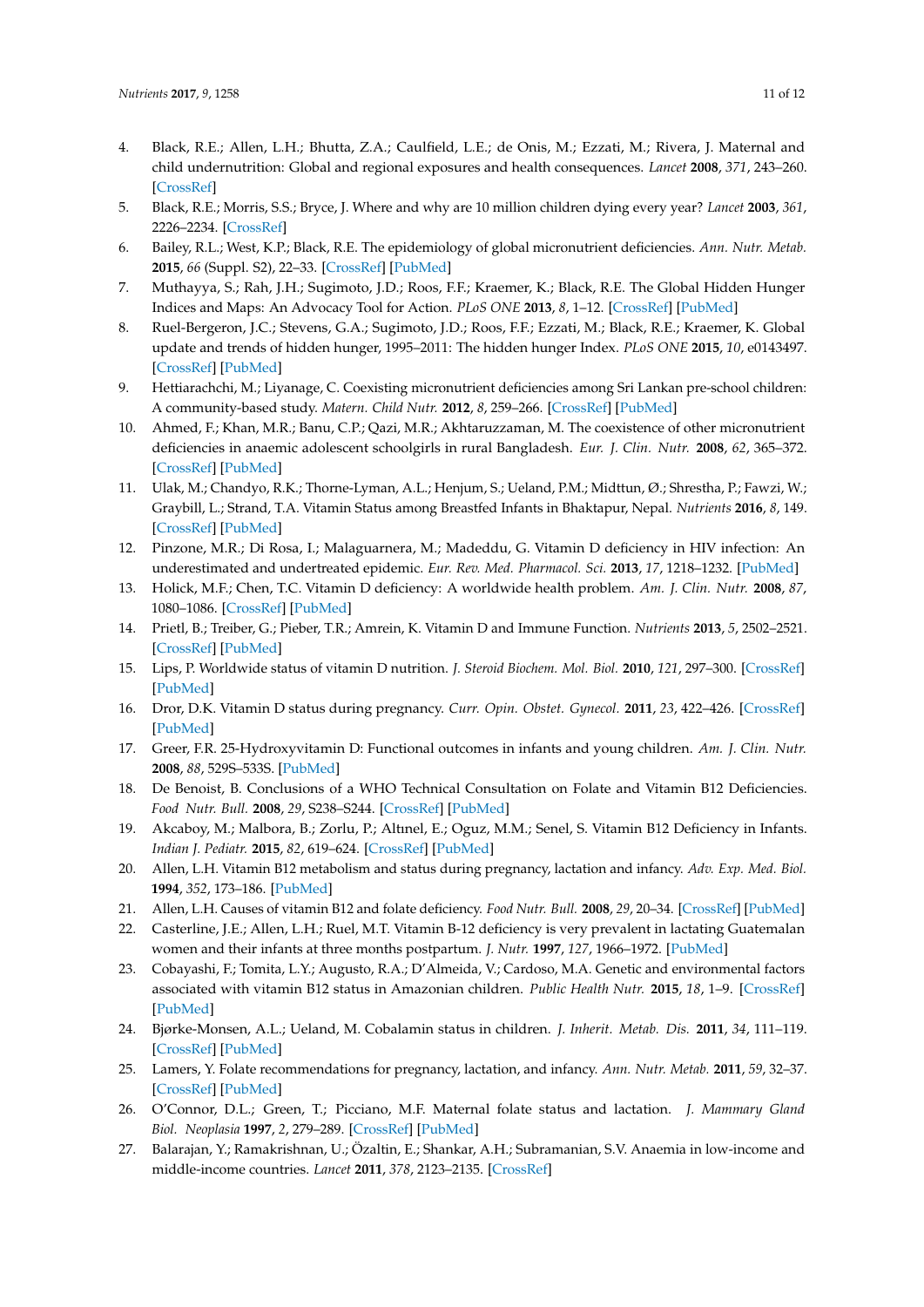4. Black, R.E.; Allen, L.H.; Bhutta, Z.A.; Caulfield, L.E.; de Onis, M.; Ezzati, M.; Rivera, J. Maternal and child undernutrition: Global and regional exposures and health consequences. *Lancet* **2008**, *371*, 243–260. [CrossRef]
5. Black, R.E.; Morris, S.S.; Bryce, J. Where and why are 10 million children dying every year? *Lancet* **2003**, *361*, 2226–2234. [CrossRef]
6. Bailey, R.L.; West, K.P.; Black, R.E. The epidemiology of global micronutrient deficiencies. *Ann. Nutr. Metab.* **2015**, *66* (Suppl. S2), 22–33. [CrossRef] [PubMed]
7. Muthayya, S.; Rah, J.H.; Sugimoto, J.D.; Roos, F.F.; Kraemer, K.; Black, R.E. The Global Hidden Hunger Indices and Maps: An Advocacy Tool for Action. *PLoS ONE* **2013**, *8*, 1–12. [CrossRef] [PubMed]
8. Ruel-Bergeron, J.C.; Stevens, G.A.; Sugimoto, J.D.; Roos, F.F.; Ezzati, M.; Black, R.E.; Kraemer, K. Global update and trends of hidden hunger, 1995–2011: The hidden hunger Index. *PLoS ONE* **2015**, *10*, e0143497. [CrossRef] [PubMed]
9. Hettiarachchi, M.; Liyanage, C. Coexisting micronutrient deficiencies among Sri Lankan pre-school children: A community-based study. *Matern. Child Nutr.* **2012**, *8*, 259–266. [CrossRef] [PubMed]
10. Ahmed, F.; Khan, M.R.; Banu, C.P.; Qazi, M.R.; Akhtaruzzaman, M. The coexistence of other micronutrient deficiencies in anaemic adolescent schoolgirls in rural Bangladesh. *Eur. J. Clin. Nutr.* **2008**, *62*, 365–372. [CrossRef] [PubMed]
11. Ulak, M.; Chandyo, R.K.; Thorne-Lyman, A.L.; Henjum, S.; Ueland, P.M.; Midttun, Ø.; Shrestha, P.; Fawzi, W.; Graybill, L.; Strand, T.A. Vitamin Status among Breastfed Infants in Bhaktapur, Nepal. *Nutrients* **2016**, *8*, 149. [CrossRef] [PubMed]
12. Pinzone, M.R.; Di Rosa, I.; Malaguarnera, M.; Madeddu, G. Vitamin D deficiency in HIV infection: An underestimated and undertreated epidemic. *Eur. Rev. Med. Pharmacol. Sci.* **2013**, *17*, 1218–1232. [PubMed]
13. Holick, M.F.; Chen, T.C. Vitamin D deficiency: A worldwide health problem. *Am. J. Clin. Nutr.* **2008**, *87*, 1080–1086. [CrossRef] [PubMed]
14. Prietl, B.; Treiber, G.; Pieber, T.R.; Amrein, K. Vitamin D and Immune Function. *Nutrients* **2013**, *5*, 2502–2521. [CrossRef] [PubMed]
15. Lips, P. Worldwide status of vitamin D nutrition. *J. Steroid Biochem. Mol. Biol.* **2010**, *121*, 297–300. [CrossRef] [PubMed]
16. Dror, D.K. Vitamin D status during pregnancy. *Curr. Opin. Obstet. Gynecol.* **2011**, *23*, 422–426. [CrossRef] [PubMed]
17. Greer, F.R. 25-Hydroxyvitamin D: Functional outcomes in infants and young children. *Am. J. Clin. Nutr.* **2008**, *88*, 529S–533S. [PubMed]
18. De Benoist, B. Conclusions of a WHO Technical Consultation on Folate and Vitamin B12 Deficiencies. *Food Nutr. Bull.* **2008**, *29*, S238–S244. [CrossRef] [PubMed]
19. Akcaboy, M.; Malbora, B.; Zorlu, P.; Altınel, E.; Oguz, M.M.; Senel, S. Vitamin B12 Deficiency in Infants. *Indian J. Pediatr.* **2015**, *82*, 619–624. [CrossRef] [PubMed]
20. Allen, L.H. Vitamin B12 metabolism and status during pregnancy, lactation and infancy. *Adv. Exp. Med. Biol.* **1994**, *352*, 173–186. [PubMed]
21. Allen, L.H. Causes of vitamin B12 and folate deficiency. *Food Nutr. Bull.* **2008**, *29*, 20–34. [CrossRef] [PubMed]
22. Casterline, J.E.; Allen, L.H.; Ruel, M.T. Vitamin B-12 deficiency is very prevalent in lactating Guatemalan women and their infants at three months postpartum. *J. Nutr.* **1997**, *127*, 1966–1972. [PubMed]
23. Cobayashi, F.; Tomita, L.Y.; Augusto, R.A.; D'Almeida, V.; Cardoso, M.A. Genetic and environmental factors associated with vitamin B12 status in Amazonian children. *Public Health Nutr.* **2015**, *18*, 1–9. [CrossRef] [PubMed]
24. Bjørke-Monsen, A.L.; Ueland, M. Cobalamin status in children. *J. Inherit. Metab. Dis.* **2011**, *34*, 111–119. [CrossRef] [PubMed]
25. Lamers, Y. Folate recommendations for pregnancy, lactation, and infancy. *Ann. Nutr. Metab.* **2011**, *59*, 32–37. [CrossRef] [PubMed]
26. O'Connor, D.L.; Green, T.; Picciano, M.F. Maternal folate status and lactation. *J. Mammary Gland Biol. Neoplasia* **1997**, *2*, 279–289. [CrossRef] [PubMed]
27. Balarajan, Y.; Ramakrishnan, U.; Özaltin, E.; Shankar, A.H.; Subramanian, S.V. Anaemia in low-income and middle-income countries. *Lancet* **2011**, *378*, 2123–2135. [CrossRef]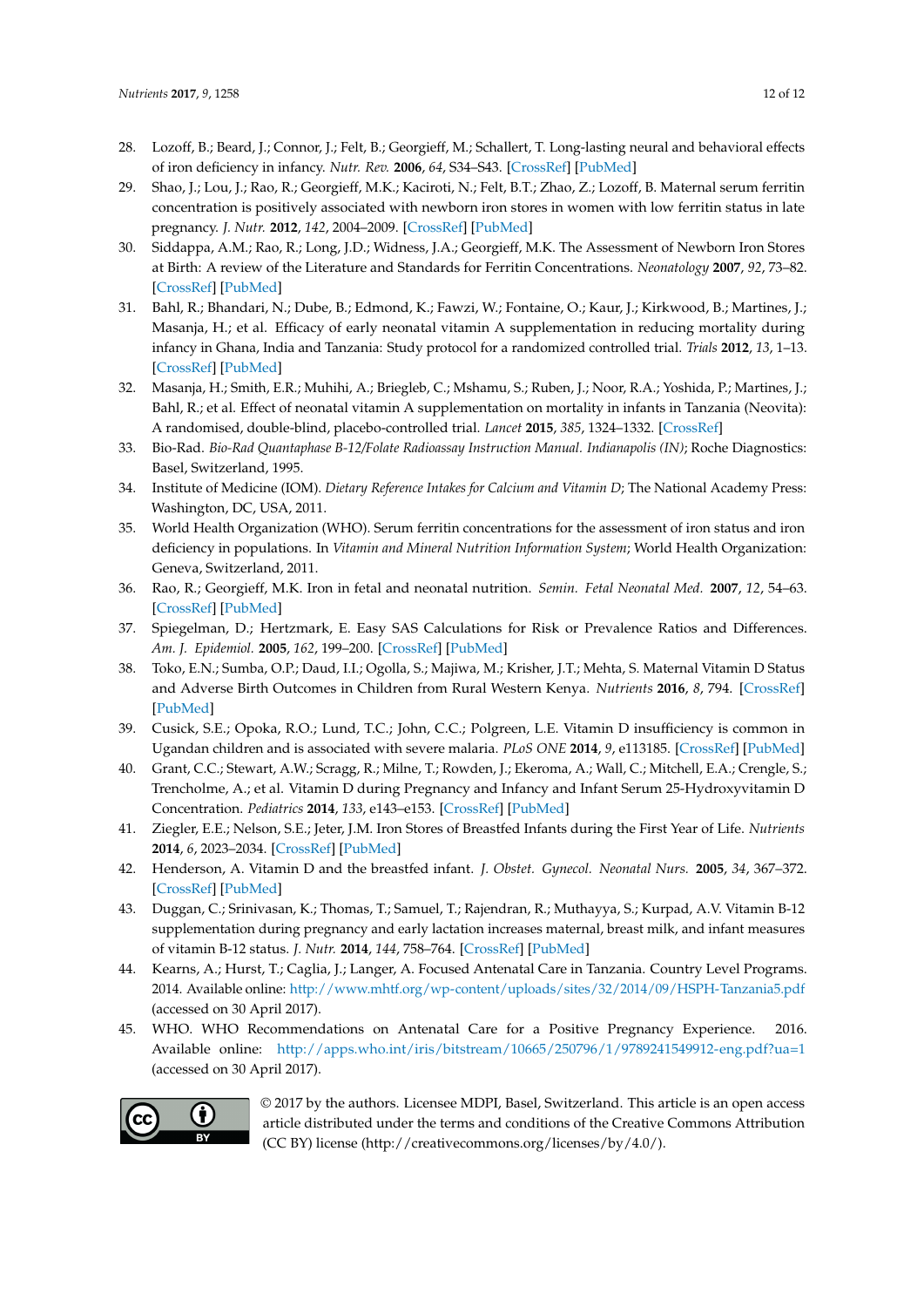28. Lozoff, B.; Beard, J.; Connor, J.; Felt, B.; Georgieff, M.; Schallert, T. Long-lasting neural and behavioral effects of iron deficiency in infancy. *Nutr. Rev.* **2006**, *64*, S34–S43. [CrossRef] [PubMed]
29. Shao, J.; Lou, J.; Rao, R.; Georgieff, M.K.; Kaciroti, N.; Felt, B.T.; Zhao, Z.; Lozoff, B. Maternal serum ferritin concentration is positively associated with newborn iron stores in women with low ferritin status in late pregnancy. *J. Nutr.* **2012**, *142*, 2004–2009. [CrossRef] [PubMed]
30. Siddappa, A.M.; Rao, R.; Long, J.D.; Widness, J.A.; Georgieff, M.K. The Assessment of Newborn Iron Stores at Birth: A review of the Literature and Standards for Ferritin Concentrations. *Neonatology* **2007**, *92*, 73–82. [CrossRef] [PubMed]
31. Bahl, R.; Bhandari, N.; Dube, B.; Edmond, K.; Fawzi, W.; Fontaine, O.; Kaur, J.; Kirkwood, B.; Martines, J.; Masanja, H.; et al. Efficacy of early neonatal vitamin A supplementation in reducing mortality during infancy in Ghana, India and Tanzania: Study protocol for a randomized controlled trial. *Trials* **2012**, *13*, 1–13. [CrossRef] [PubMed]
32. Masanja, H.; Smith, E.R.; Muhihi, A.; Briegleb, C.; Mshamu, S.; Ruben, J.; Noor, R.A.; Yoshida, P.; Martines, J.; Bahl, R.; et al. Effect of neonatal vitamin A supplementation on mortality in infants in Tanzania (Neovita): A randomised, double-blind, placebo-controlled trial. *Lancet* **2015**, *385*, 1324–1332. [CrossRef]
33. Bio-Rad. *Bio-Rad Quantaphase B-12/Folate Radioassay Instruction Manual. Indianapolis (IN)*; Roche Diagnostics: Basel, Switzerland, 1995.
34. Institute of Medicine (IOM). *Dietary Reference Intakes for Calcium and Vitamin D*; The National Academy Press: Washington, DC, USA, 2011.
35. World Health Organization (WHO). Serum ferritin concentrations for the assessment of iron status and iron deficiency in populations. In *Vitamin and Mineral Nutrition Information System*; World Health Organization: Geneva, Switzerland, 2011.
36. Rao, R.; Georgieff, M.K. Iron in fetal and neonatal nutrition. *Semin. Fetal Neonatal Med.* **2007**, *12*, 54–63. [CrossRef] [PubMed]
37. Spiegelman, D.; Hertzmark, E. Easy SAS Calculations for Risk or Prevalence Ratios and Differences. *Am. J. Epidemiol.* **2005**, *162*, 199–200. [CrossRef] [PubMed]
38. Toko, E.N.; Sumba, O.P.; Daud, I.I.; Ogolla, S.; Majiwa, M.; Krisher, J.T.; Mehta, S. Maternal Vitamin D Status and Adverse Birth Outcomes in Children from Rural Western Kenya. *Nutrients* **2016**, *8*, 794. [CrossRef] [PubMed]
39. Cusick, S.E.; Opoka, R.O.; Lund, T.C.; John, C.C.; Polgreen, L.E. Vitamin D insufficiency is common in Ugandan children and is associated with severe malaria. *PLoS ONE* **2014**, *9*, e113185. [CrossRef] [PubMed]
40. Grant, C.C.; Stewart, A.W.; Scragg, R.; Milne, T.; Rowden, J.; Ekeroma, A.; Wall, C.; Mitchell, E.A.; Crengle, S.; Trencholme, A.; et al. Vitamin D during Pregnancy and Infancy and Infant Serum 25-Hydroxyvitamin D Concentration. *Pediatrics* **2014**, *133*, e143–e153. [CrossRef] [PubMed]
41. Ziegler, E.E.; Nelson, S.E.; Jeter, J.M. Iron Stores of Breastfed Infants during the First Year of Life. *Nutrients* **2014**, *6*, 2023–2034. [CrossRef] [PubMed]
42. Henderson, A. Vitamin D and the breastfed infant. *J. Obstet. Gynecol. Neonatal Nurs.* **2005**, *34*, 367–372. [CrossRef] [PubMed]
43. Duggan, C.; Srinivasan, K.; Thomas, T.; Samuel, T.; Rajendran, R.; Muthayya, S.; Kurpad, A.V. Vitamin B-12 supplementation during pregnancy and early lactation increases maternal, breast milk, and infant measures of vitamin B-12 status. *J. Nutr.* **2014**, *144*, 758–764. [CrossRef] [PubMed]
44. Kearns, A.; Hurst, T.; Caglia, J.; Langer, A. Focused Antenatal Care in Tanzania. Country Level Programs. 2014. Available online: http://www.mhtf.org/wp-content/uploads/sites/32/2014/09/HSPH-Tanzania5.pdf (accessed on 30 April 2017).
45. WHO. WHO Recommendations on Antenatal Care for a Positive Pregnancy Experience. 2016. Available online: http://apps.who.int/iris/bitstream/10665/250796/1/9789241549912-eng.pdf?ua=1 (accessed on 30 April 2017).

© 2017 by the authors. Licensee MDPI, Basel, Switzerland. This article is an open access article distributed under the terms and conditions of the Creative Commons Attribution (CC BY) license (http://creativecommons.org/licenses/by/4.0/).